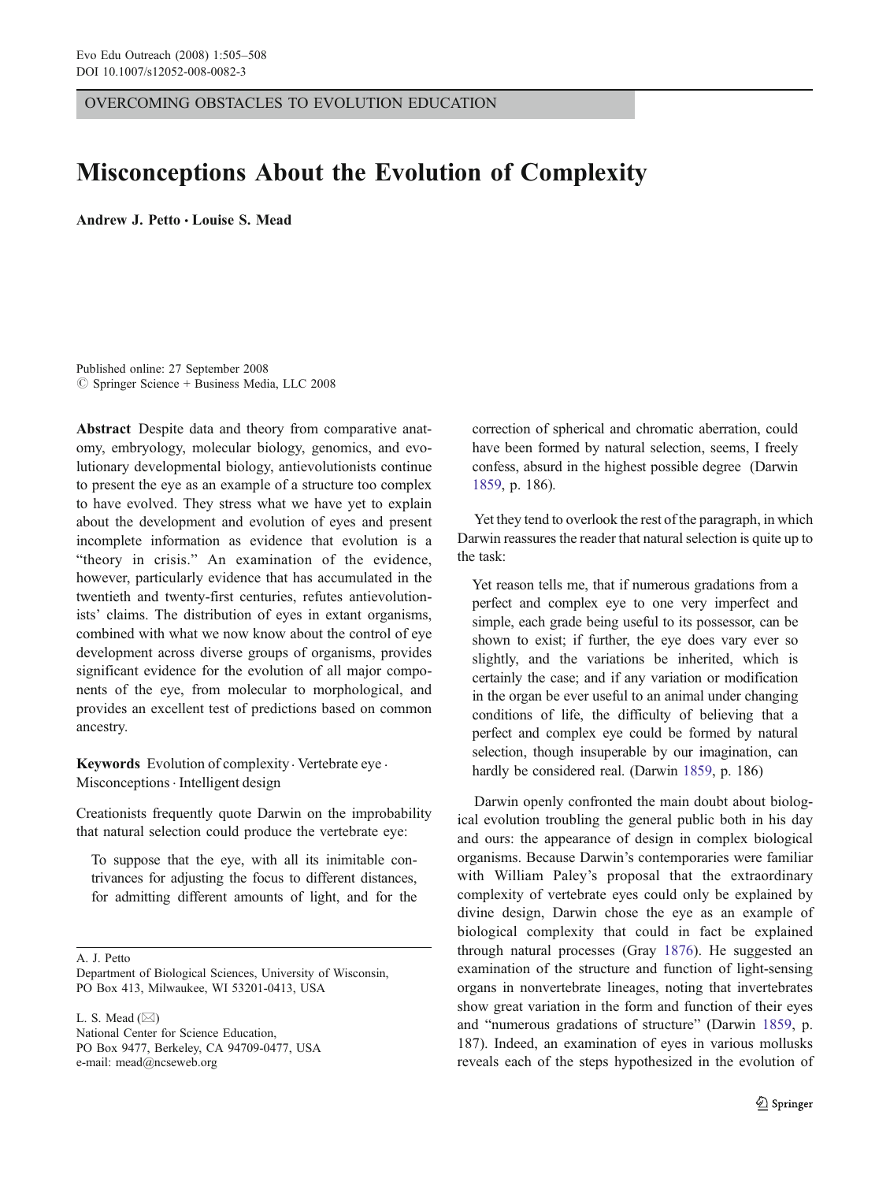OVERCOMING OBSTACLES TO EVOLUTION EDUCATION

# Misconceptions About the Evolution of Complexity

**Andrew J. Petto · Louise S. Mead**

Published online: 27 September 2008
© Springer Science + Business Media, LLC 2008

**Abstract** Despite data and theory from comparative anatomy, embryology, molecular biology, genomics, and evolutionary developmental biology, antievolutionists continue to present the eye as an example of a structure too complex to have evolved. They stress what we have yet to explain about the development and evolution of eyes and present incomplete information as evidence that evolution is a "theory in crisis." An examination of the evidence, however, particularly evidence that has accumulated in the twentieth and twenty-first centuries, refutes antievolutionists' claims. The distribution of eyes in extant organisms, combined with what we now know about the control of eye development across diverse groups of organisms, provides significant evidence for the evolution of all major components of the eye, from molecular to morphological, and provides an excellent test of predictions based on common ancestry.

**Keywords** Evolution of complexity · Vertebrate eye · Misconceptions · Intelligent design

Creationists frequently quote Darwin on the improbability that natural selection could produce the vertebrate eye:

> To suppose that the eye, with all its inimitable contrivances for adjusting the focus to different distances, for admitting different amounts of light, and for the correction of spherical and chromatic aberration, could have been formed by natural selection, seems, I freely confess, absurd in the highest possible degree (Darwin 1859, p. 186).

Yet they tend to overlook the rest of the paragraph, in which Darwin reassures the reader that natural selection is quite up to the task:

> Yet reason tells me, that if numerous gradations from a perfect and complex eye to one very imperfect and simple, each grade being useful to its possessor, can be shown to exist; if further, the eye does vary ever so slightly, and the variations be inherited, which is certainly the case; and if any variation or modification in the organ be ever useful to an animal under changing conditions of life, the difficulty of believing that a perfect and complex eye could be formed by natural selection, though insuperable by our imagination, can hardly be considered real. (Darwin 1859, p. 186)

Darwin openly confronted the main doubt about biological evolution troubling the general public both in his day and ours: the appearance of design in complex biological organisms. Because Darwin's contemporaries were familiar with William Paley's proposal that the extraordinary complexity of vertebrate eyes could only be explained by divine design, Darwin chose the eye as an example of biological complexity that could in fact be explained through natural processes (Gray 1876). He suggested an examination of the structure and function of light-sensing organs in nonvertebrate lineages, noting that invertebrates show great variation in the form and function of their eyes and "numerous gradations of structure" (Darwin 1859, p. 187). Indeed, an examination of eyes in various mollusks reveals each of the steps hypothesized in the evolution of

A. J. Petto
Department of Biological Sciences, University of Wisconsin,
PO Box 413, Milwaukee, WI 53201-0413, USA

L. S. Mead (✉)
National Center for Science Education,
PO Box 9477, Berkeley, CA 94709-0477, USA
e-mail: mead@ncseweb.org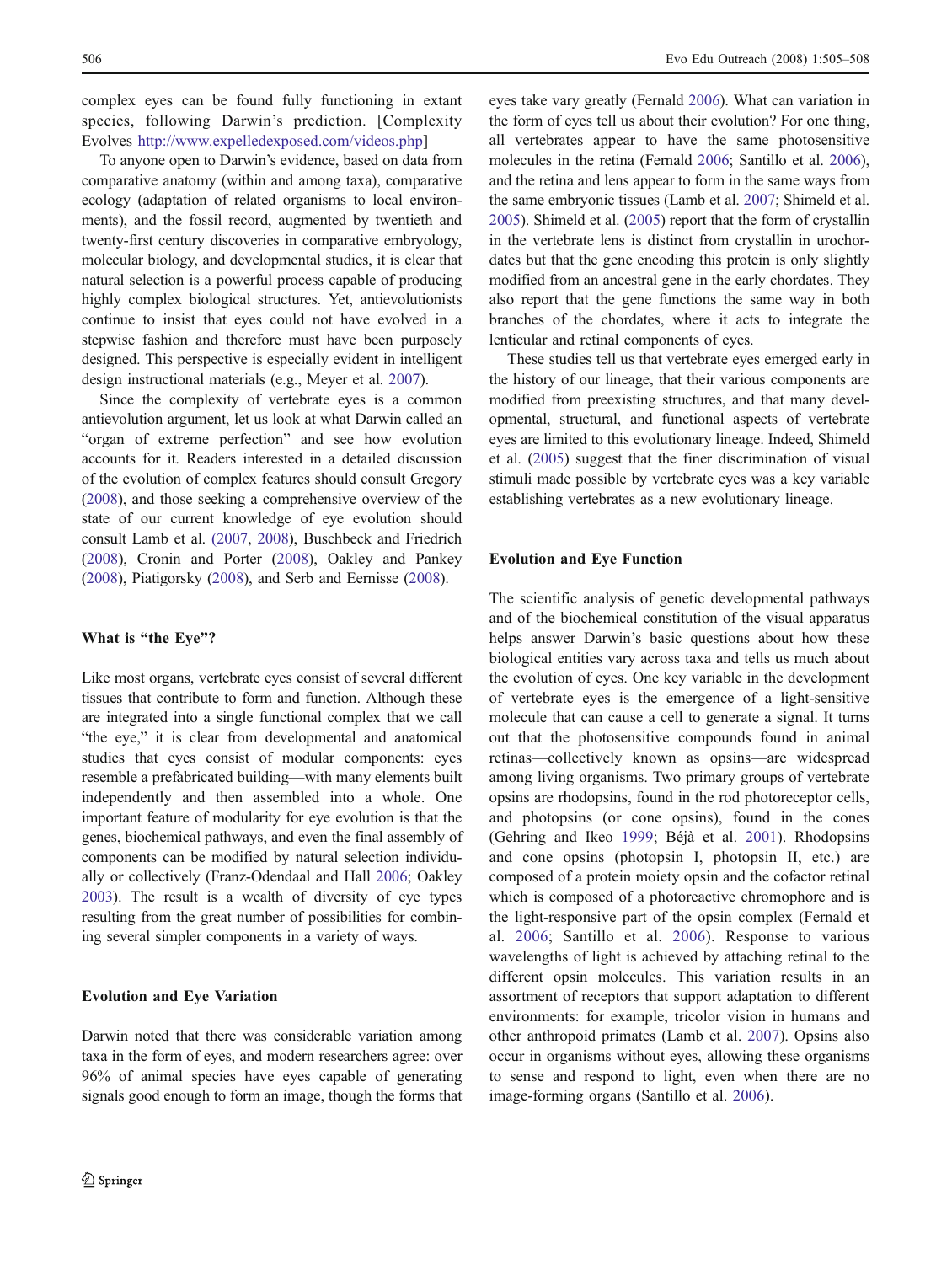complex eyes can be found fully functioning in extant species, following Darwin's prediction. [Complexity Evolves http://www.expelledexposed.com/videos.php]

To anyone open to Darwin's evidence, based on data from comparative anatomy (within and among taxa), comparative ecology (adaptation of related organisms to local environments), and the fossil record, augmented by twentieth and twenty-first century discoveries in comparative embryology, molecular biology, and developmental studies, it is clear that natural selection is a powerful process capable of producing highly complex biological structures. Yet, antievolutionists continue to insist that eyes could not have evolved in a stepwise fashion and therefore must have been purposely designed. This perspective is especially evident in intelligent design instructional materials (e.g., Meyer et al. 2007).

Since the complexity of vertebrate eyes is a common antievolution argument, let us look at what Darwin called an "organ of extreme perfection" and see how evolution accounts for it. Readers interested in a detailed discussion of the evolution of complex features should consult Gregory (2008), and those seeking a comprehensive overview of the state of our current knowledge of eye evolution should consult Lamb et al. (2007, 2008), Buschbeck and Friedrich (2008), Cronin and Porter (2008), Oakley and Pankey (2008), Piatigorsky (2008), and Serb and Eernisse (2008).

## What is "the Eye"?

Like most organs, vertebrate eyes consist of several different tissues that contribute to form and function. Although these are integrated into a single functional complex that we call "the eye," it is clear from developmental and anatomical studies that eyes consist of modular components: eyes resemble a prefabricated building—with many elements built independently and then assembled into a whole. One important feature of modularity for eye evolution is that the genes, biochemical pathways, and even the final assembly of components can be modified by natural selection individually or collectively (Franz-Odendaal and Hall 2006; Oakley 2003). The result is a wealth of diversity of eye types resulting from the great number of possibilities for combining several simpler components in a variety of ways.

## Evolution and Eye Variation

Darwin noted that there was considerable variation among taxa in the form of eyes, and modern researchers agree: over 96% of animal species have eyes capable of generating signals good enough to form an image, though the forms that eyes take vary greatly (Fernald 2006). What can variation in the form of eyes tell us about their evolution? For one thing, all vertebrates appear to have the same photosensitive molecules in the retina (Fernald 2006; Santillo et al. 2006), and the retina and lens appear to form in the same ways from the same embryonic tissues (Lamb et al. 2007; Shimeld et al. 2005). Shimeld et al. (2005) report that the form of crystallin in the vertebrate lens is distinct from crystallin in urochordates but that the gene encoding this protein is only slightly modified from an ancestral gene in the early chordates. They also report that the gene functions the same way in both branches of the chordates, where it acts to integrate the lenticular and retinal components of eyes.

These studies tell us that vertebrate eyes emerged early in the history of our lineage, that their various components are modified from preexisting structures, and that many developmental, structural, and functional aspects of vertebrate eyes are limited to this evolutionary lineage. Indeed, Shimeld et al. (2005) suggest that the finer discrimination of visual stimuli made possible by vertebrate eyes was a key variable establishing vertebrates as a new evolutionary lineage.

## Evolution and Eye Function

The scientific analysis of genetic developmental pathways and of the biochemical constitution of the visual apparatus helps answer Darwin's basic questions about how these biological entities vary across taxa and tells us much about the evolution of eyes. One key variable in the development of vertebrate eyes is the emergence of a light-sensitive molecule that can cause a cell to generate a signal. It turns out that the photosensitive compounds found in animal retinas—collectively known as opsins—are widespread among living organisms. Two primary groups of vertebrate opsins are rhodopsins, found in the rod photoreceptor cells, and photopsins (or cone opsins), found in the cones (Gehring and Ikeo 1999; Béjà et al. 2001). Rhodopsins and cone opsins (photopsin I, photopsin II, etc.) are composed of a protein moiety opsin and the cofactor retinal which is composed of a photoreactive chromophore and is the light-responsive part of the opsin complex (Fernald et al. 2006; Santillo et al. 2006). Response to various wavelengths of light is achieved by attaching retinal to the different opsin molecules. This variation results in an assortment of receptors that support adaptation to different environments: for example, tricolor vision in humans and other anthropoid primates (Lamb et al. 2007). Opsins also occur in organisms without eyes, allowing these organisms to sense and respond to light, even when there are no image-forming organs (Santillo et al. 2006).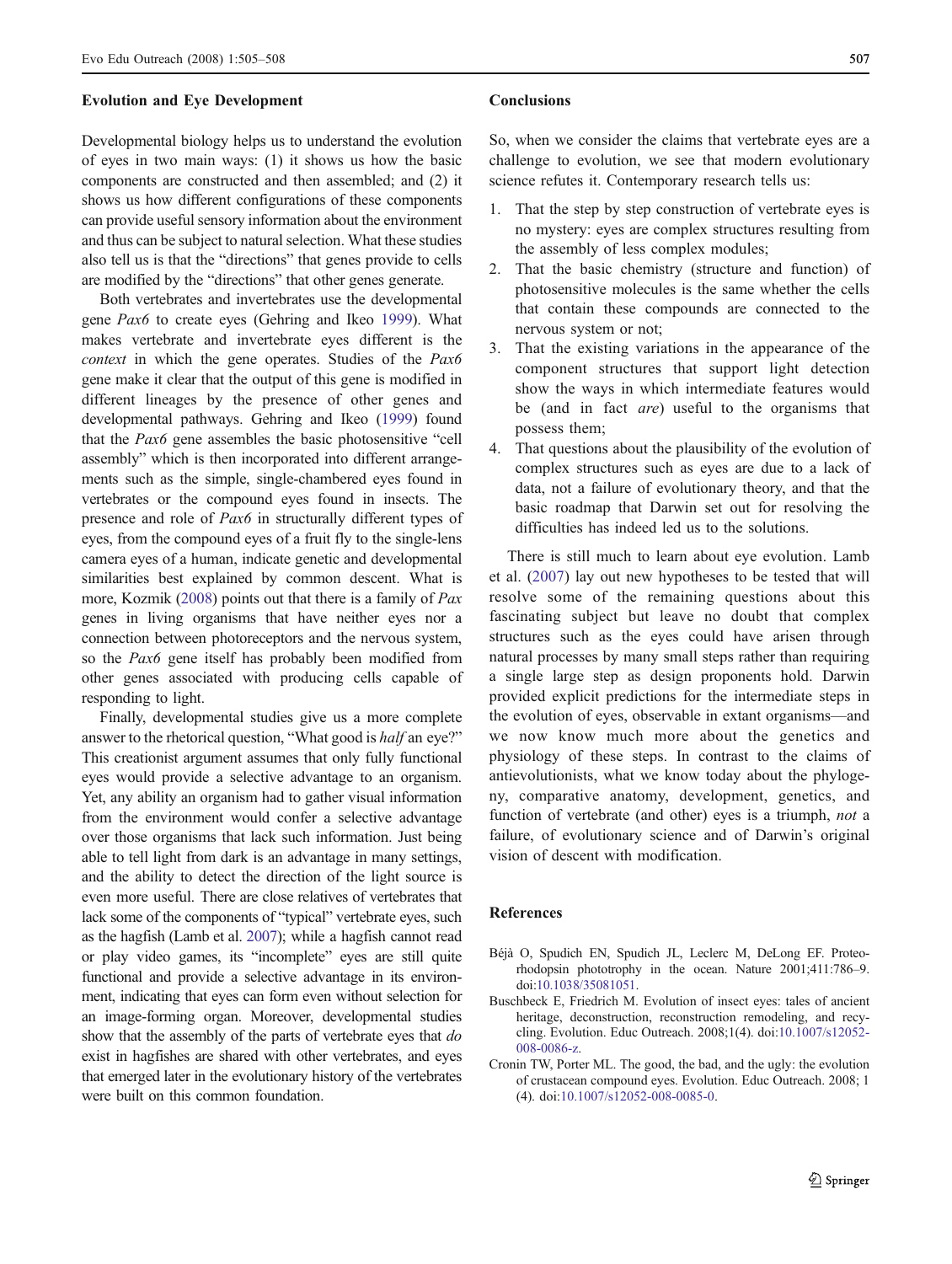### Evolution and Eye Development

Developmental biology helps us to understand the evolution of eyes in two main ways: (1) it shows us how the basic components are constructed and then assembled; and (2) it shows us how different configurations of these components can provide useful sensory information about the environment and thus can be subject to natural selection. What these studies also tell us is that the "directions" that genes provide to cells are modified by the "directions" that other genes generate.

Both vertebrates and invertebrates use the developmental gene *Pax6* to create eyes (Gehring and Ikeo 1999). What makes vertebrate and invertebrate eyes different is the *context* in which the gene operates. Studies of the *Pax6* gene make it clear that the output of this gene is modified in different lineages by the presence of other genes and developmental pathways. Gehring and Ikeo (1999) found that the *Pax6* gene assembles the basic photosensitive "cell assembly" which is then incorporated into different arrangements such as the simple, single-chambered eyes found in vertebrates or the compound eyes found in insects. The presence and role of *Pax6* in structurally different types of eyes, from the compound eyes of a fruit fly to the single-lens camera eyes of a human, indicate genetic and developmental similarities best explained by common descent. What is more, Kozmik (2008) points out that there is a family of *Pax* genes in living organisms that have neither eyes nor a connection between photoreceptors and the nervous system, so the *Pax6* gene itself has probably been modified from other genes associated with producing cells capable of responding to light.

Finally, developmental studies give us a more complete answer to the rhetorical question, "What good is *half* an eye?" This creationist argument assumes that only fully functional eyes would provide a selective advantage to an organism. Yet, any ability an organism had to gather visual information from the environment would confer a selective advantage over those organisms that lack such information. Just being able to tell light from dark is an advantage in many settings, and the ability to detect the direction of the light source is even more useful. There are close relatives of vertebrates that lack some of the components of "typical" vertebrate eyes, such as the hagfish (Lamb et al. 2007); while a hagfish cannot read or play video games, its "incomplete" eyes are still quite functional and provide a selective advantage in its environment, indicating that eyes can form even without selection for an image-forming organ. Moreover, developmental studies show that the assembly of the parts of vertebrate eyes that *do* exist in hagfishes are shared with other vertebrates, and eyes that emerged later in the evolutionary history of the vertebrates were built on this common foundation.

### Conclusions

So, when we consider the claims that vertebrate eyes are a challenge to evolution, we see that modern evolutionary science refutes it. Contemporary research tells us:

1. That the step by step construction of vertebrate eyes is no mystery: eyes are complex structures resulting from the assembly of less complex modules;
2. That the basic chemistry (structure and function) of photosensitive molecules is the same whether the cells that contain these compounds are connected to the nervous system or not;
3. That the existing variations in the appearance of the component structures that support light detection show the ways in which intermediate features would be (and in fact *are*) useful to the organisms that possess them;
4. That questions about the plausibility of the evolution of complex structures such as eyes are due to a lack of data, not a failure of evolutionary theory, and that the basic roadmap that Darwin set out for resolving the difficulties has indeed led us to the solutions.

There is still much to learn about eye evolution. Lamb et al. (2007) lay out new hypotheses to be tested that will resolve some of the remaining questions about this fascinating subject but leave no doubt that complex structures such as the eyes could have arisen through natural processes by many small steps rather than requiring a single large step as design proponents hold. Darwin provided explicit predictions for the intermediate steps in the evolution of eyes, observable in extant organisms—and we now know much more about the genetics and physiology of these steps. In contrast to the claims of antievolutionists, what we know today about the phylogeny, comparative anatomy, development, genetics, and function of vertebrate (and other) eyes is a triumph, *not* a failure, of evolutionary science and of Darwin's original vision of descent with modification.

### References

Béjà O, Spudich EN, Spudich JL, Leclerc M, DeLong EF. Proteorhodopsin phototrophy in the ocean. Nature 2001;411:786–9. doi:10.1038/35081051.

Buschbeck E, Friedrich M. Evolution of insect eyes: tales of ancient heritage, deconstruction, reconstruction remodeling, and recycling. Evolution. Educ Outreach. 2008;1(4). doi:10.1007/s12052-008-0086-z.

Cronin TW, Porter ML. The good, the bad, and the ugly: the evolution of crustacean compound eyes. Evolution. Educ Outreach. 2008; 1 (4). doi:10.1007/s12052-008-0085-0.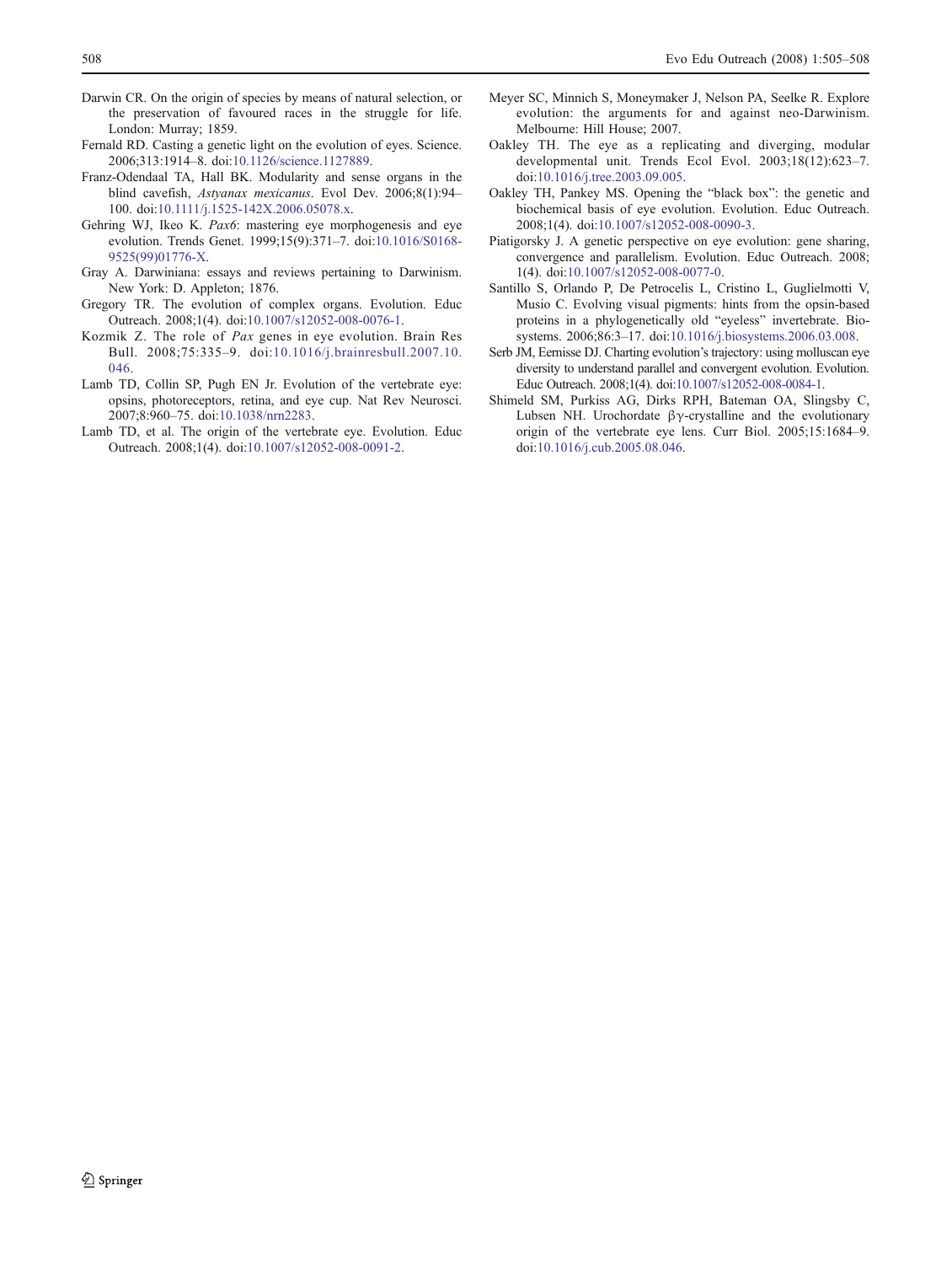Darwin CR. On the origin of species by means of natural selection, or the preservation of favoured races in the struggle for life. London: Murray; 1859.

Fernald RD. Casting a genetic light on the evolution of eyes. Science. 2006;313:1914–8. doi:10.1126/science.1127889.

Franz-Odendaal TA, Hall BK. Modularity and sense organs in the blind cavefish, *Astyanax mexicanus*. Evol Dev. 2006;8(1):94–100. doi:10.1111/j.1525-142X.2006.05078.x.

Gehring WJ, Ikeo K. *Pax6*: mastering eye morphogenesis and eye evolution. Trends Genet. 1999;15(9):371–7. doi:10.1016/S0168-9525(99)01776-X.

Gray A. Darwiniana: essays and reviews pertaining to Darwinism. New York: D. Appleton; 1876.

Gregory TR. The evolution of complex organs. Evolution. Educ Outreach. 2008;1(4). doi:10.1007/s12052-008-0076-1.

Kozmik Z. The role of *Pax* genes in eye evolution. Brain Res Bull. 2008;75:335–9. doi:10.1016/j.brainresbull.2007.10.046.

Lamb TD, Collin SP, Pugh EN Jr. Evolution of the vertebrate eye: opsins, photoreceptors, retina, and eye cup. Nat Rev Neurosci. 2007;8:960–75. doi:10.1038/nrn2283.

Lamb TD, et al. The origin of the vertebrate eye. Evolution. Educ Outreach. 2008;1(4). doi:10.1007/s12052-008-0091-2.

Meyer SC, Minnich S, Moneymaker J, Nelson PA, Seelke R. Explore evolution: the arguments for and against neo-Darwinism. Melbourne: Hill House; 2007.

Oakley TH. The eye as a replicating and diverging, modular developmental unit. Trends Ecol Evol. 2003;18(12):623–7. doi:10.1016/j.tree.2003.09.005.

Oakley TH, Pankey MS. Opening the "black box": the genetic and biochemical basis of eye evolution. Evolution. Educ Outreach. 2008;1(4). doi:10.1007/s12052-008-0090-3.

Piatigorsky J. A genetic perspective on eye evolution: gene sharing, convergence and parallelism. Evolution. Educ Outreach. 2008; 1(4). doi:10.1007/s12052-008-0077-0.

Santillo S, Orlando P, De Petrocelis L, Cristino L, Guglielmotti V, Musio C. Evolving visual pigments: hints from the opsin-based proteins in a phylogenetically old "eyeless" invertebrate. Biosystems. 2006;86:3–17. doi:10.1016/j.biosystems.2006.03.008.

Serb JM, Eernisse DJ. Charting evolution's trajectory: using molluscan eye diversity to understand parallel and convergent evolution. Evolution. Educ Outreach. 2008;1(4). doi:10.1007/s12052-008-0084-1.

Shimeld SM, Purkiss AG, Dirks RPH, Bateman OA, Slingsby C, Lubsen NH. Urochordate $\beta\gamma$-crystalline and the evolutionary origin of the vertebrate eye lens. Curr Biol. 2005;15:1684–9. doi:10.1016/j.cub.2005.08.046.